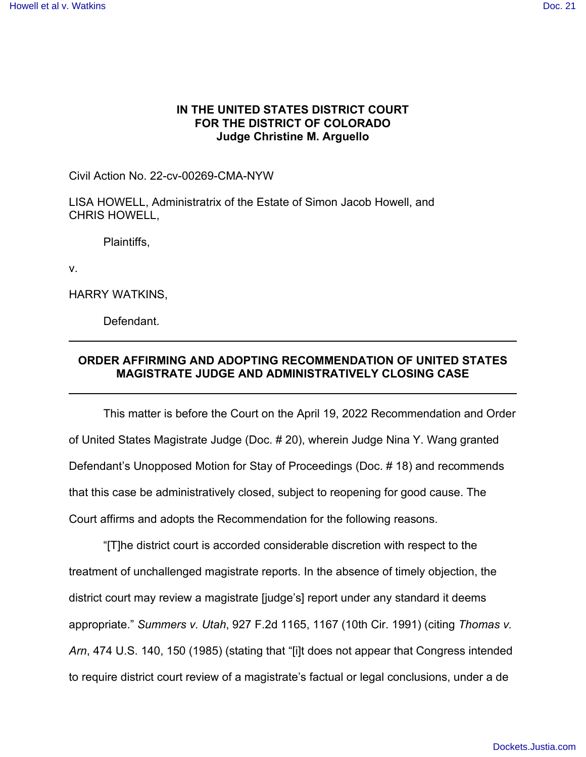**IN THE UNITED STATES DISTRICT COURT**
**FOR THE DISTRICT OF COLORADO**
**Judge Christine M. Arguello**

Civil Action No. 22-cv-00269-CMA-NYW

LISA HOWELL, Administratrix of the Estate of Simon Jacob Howell, and
CHRIS HOWELL,

Plaintiffs,

v.

HARRY WATKINS,

Defendant.

---

**ORDER AFFIRMING AND ADOPTING RECOMMENDATION OF UNITED STATES MAGISTRATE JUDGE AND ADMINISTRATIVELY CLOSING CASE**

---

This matter is before the Court on the April 19, 2022 Recommendation and Order of United States Magistrate Judge (Doc. # 20), wherein Judge Nina Y. Wang granted Defendant's Unopposed Motion for Stay of Proceedings (Doc. # 18) and recommends that this case be administratively closed, subject to reopening for good cause. The Court affirms and adopts the Recommendation for the following reasons.

"[T]he district court is accorded considerable discretion with respect to the treatment of unchallenged magistrate reports. In the absence of timely objection, the district court may review a magistrate [judge's] report under any standard it deems appropriate." *Summers v. Utah*, 927 F.2d 1165, 1167 (10th Cir. 1991) (citing *Thomas v. Arn*, 474 U.S. 140, 150 (1985) (stating that "[i]t does not appear that Congress intended to require district court review of a magistrate's factual or legal conclusions, under a de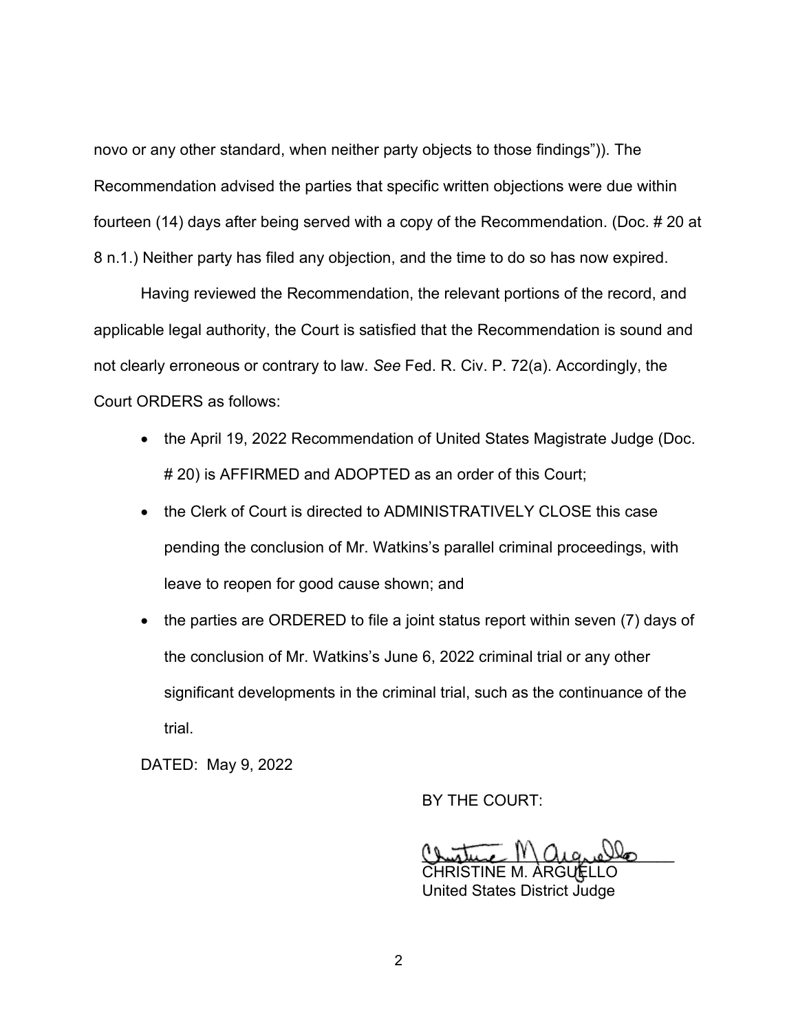novo or any other standard, when neither party objects to those findings")). The Recommendation advised the parties that specific written objections were due within fourteen (14) days after being served with a copy of the Recommendation. (Doc. # 20 at 8 n.1.) Neither party has filed any objection, and the time to do so has now expired.

Having reviewed the Recommendation, the relevant portions of the record, and applicable legal authority, the Court is satisfied that the Recommendation is sound and not clearly erroneous or contrary to law. *See* Fed. R. Civ. P. 72(a). Accordingly, the Court ORDERS as follows:

- the April 19, 2022 Recommendation of United States Magistrate Judge (Doc. # 20) is AFFIRMED and ADOPTED as an order of this Court;
- the Clerk of Court is directed to ADMINISTRATIVELY CLOSE this case pending the conclusion of Mr. Watkins's parallel criminal proceedings, with leave to reopen for good cause shown; and
- the parties are ORDERED to file a joint status report within seven (7) days of the conclusion of Mr. Watkins's June 6, 2022 criminal trial or any other significant developments in the criminal trial, such as the continuance of the trial.

DATED: May 9, 2022

BY THE COURT:

CHRISTINE M. ARGUELLO
United States District Judge